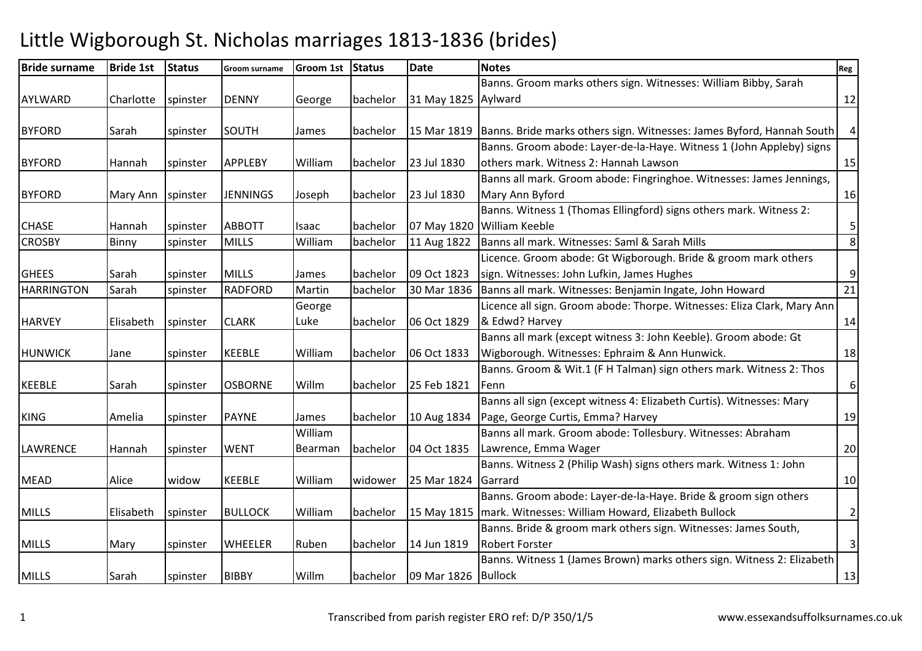# Little Wigborough St. Nicholas marriages 1813-1836 (brides)

| Bride surname | Bride 1st | Status | Groom surname | Groom 1st | Status | Date | Notes | Reg |
|---|---|---|---|---|---|---|---|---|
| AYLWARD | Charlotte | spinster | DENNY | George | bachelor | 31 May 1825 | Banns. Groom marks others sign. Witnesses: William Bibby, Sarah Aylward | 12 |
| BYFORD | Sarah | spinster | SOUTH | James | bachelor | 15 Mar 1819 | Banns. Bride marks others sign. Witnesses: James Byford, Hannah South | 4 |
| BYFORD | Hannah | spinster | APPLEBY | William | bachelor | 23 Jul 1830 | Banns. Groom abode: Layer-de-la-Haye. Witness 1 (John Appleby) signs others mark. Witness 2: Hannah Lawson | 15 |
| BYFORD | Mary Ann | spinster | JENNINGS | Joseph | bachelor | 23 Jul 1830 | Banns all mark. Groom abode: Fingringhoe. Witnesses: James Jennings, Mary Ann Byford | 16 |
| CHASE | Hannah | spinster | ABBOTT | Isaac | bachelor | 07 May 1820 | Banns. Witness 1 (Thomas Ellingford) signs others mark. Witness 2: William Keeble | 5 |
| CROSBY | Binny | spinster | MILLS | William | bachelor | 11 Aug 1822 | Banns all mark. Witnesses: Saml & Sarah Mills | 8 |
| GHEES | Sarah | spinster | MILLS | James | bachelor | 09 Oct 1823 | Licence. Groom abode: Gt Wigborough. Bride & groom mark others sign. Witnesses: John Lufkin, James Hughes | 9 |
| HARRINGTON | Sarah | spinster | RADFORD | Martin | bachelor | 30 Mar 1836 | Banns all mark. Witnesses: Benjamin Ingate, John Howard | 21 |
| HARVEY | Elisabeth | spinster | CLARK | George Luke | bachelor | 06 Oct 1829 | Licence all sign. Groom abode: Thorpe. Witnesses: Eliza Clark, Mary Ann & Edwd? Harvey | 14 |
| HUNWICK | Jane | spinster | KEEBLE | William | bachelor | 06 Oct 1833 | Banns all mark (except witness 3: John Keeble). Groom abode: Gt Wigborough. Witnesses: Ephraim & Ann Hunwick. | 18 |
| KEEBLE | Sarah | spinster | OSBORNE | Willm | bachelor | 25 Feb 1821 | Banns. Groom & Wit.1 (F H Talman) sign others mark. Witness 2: Thos Fenn | 6 |
| KING | Amelia | spinster | PAYNE | James | bachelor | 10 Aug 1834 | Banns all sign (except witness 4: Elizabeth Curtis). Witnesses: Mary Page, George Curtis, Emma? Harvey | 19 |
| LAWRENCE | Hannah | spinster | WENT | William Bearman | bachelor | 04 Oct 1835 | Banns all mark. Groom abode: Tollesbury. Witnesses: Abraham Lawrence, Emma Wager | 20 |
| MEAD | Alice | widow | KEEBLE | William | widower | 25 Mar 1824 | Banns. Witness 2 (Philip Wash) signs others mark. Witness 1: John Garrard | 10 |
| MILLS | Elisabeth | spinster | BULLOCK | William | bachelor | 15 May 1815 | Banns. Groom abode: Layer-de-la-Haye. Bride & groom sign others mark. Witnesses: William Howard, Elizabeth Bullock | 2 |
| MILLS | Mary | spinster | WHEELER | Ruben | bachelor | 14 Jun 1819 | Banns. Bride & groom mark others sign. Witnesses: James South, Robert Forster | 3 |
| MILLS | Sarah | spinster | BIBBY | Willm | bachelor | 09 Mar 1826 | Banns. Witness 1 (James Brown) marks others sign. Witness 2: Elizabeth Bullock | 13 |

Transcribed from parish register ERO ref: D/P 350/1/5

www.essexandsuffolksurnames.co.uk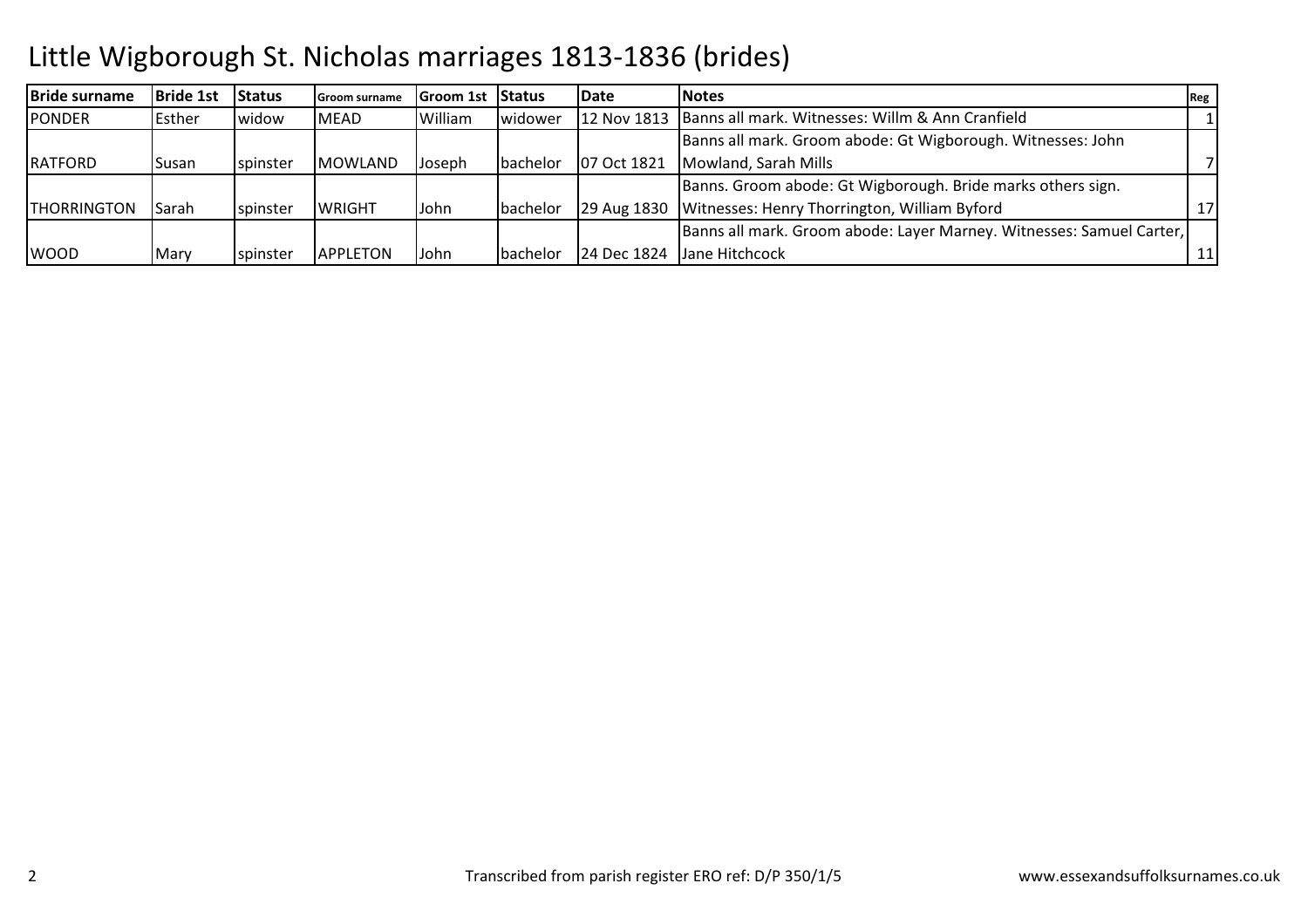# Little Wigborough St. Nicholas marriages 1813-1836 (brides)

| Bride surname | Bride 1st | Status | Groom surname | Groom 1st | Status | Date | Notes | Reg |
|---|---|---|---|---|---|---|---|---|
| PONDER | Esther | widow | MEAD | William | widower | 12 Nov 1813 | Banns all mark. Witnesses: Willm & Ann Cranfield | 1 |
| RATFORD | Susan | spinster | MOWLAND | Joseph | bachelor | 07 Oct 1821 | Banns all mark. Groom abode: Gt Wigborough. Witnesses: John Mowland, Sarah Mills | 7 |
| THORRINGTON | Sarah | spinster | WRIGHT | John | bachelor | 29 Aug 1830 | Banns. Groom abode: Gt Wigborough. Bride marks others sign. Witnesses: Henry Thorrington, William Byford | 17 |
| WOOD | Mary | spinster | APPLETON | John | bachelor | 24 Dec 1824 | Banns all mark. Groom abode: Layer Marney. Witnesses: Samuel Carter, Jane Hitchcock | 11 |

Transcribed from parish register ERO ref: D/P 350/1/5

www.essexandsuffolksurnames.co.uk